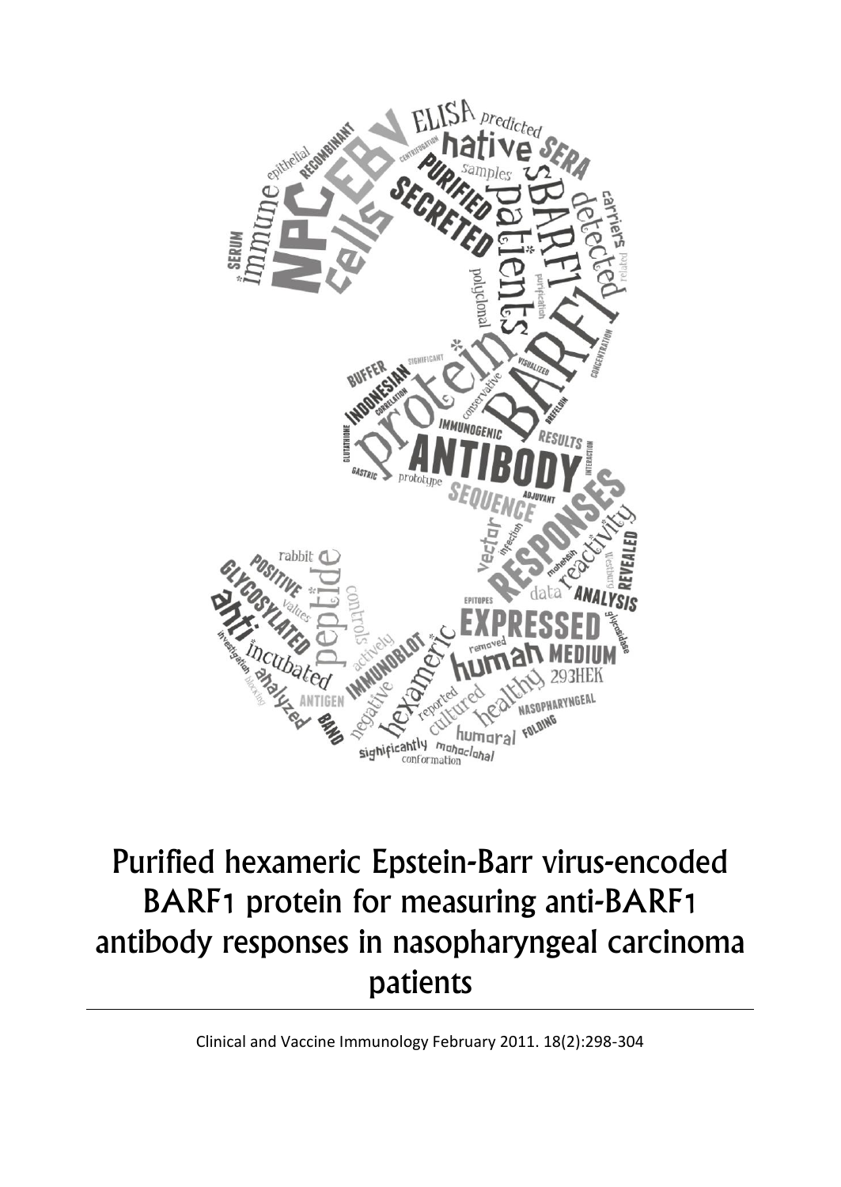# Purified hexameric Epstein-Barr virus-encoded BARF1 protein for measuring anti-BARF1 antibody responses in nasopharyngeal carcinoma patients

Clinical and Vaccine Immunology February 2011. 18(2):298-304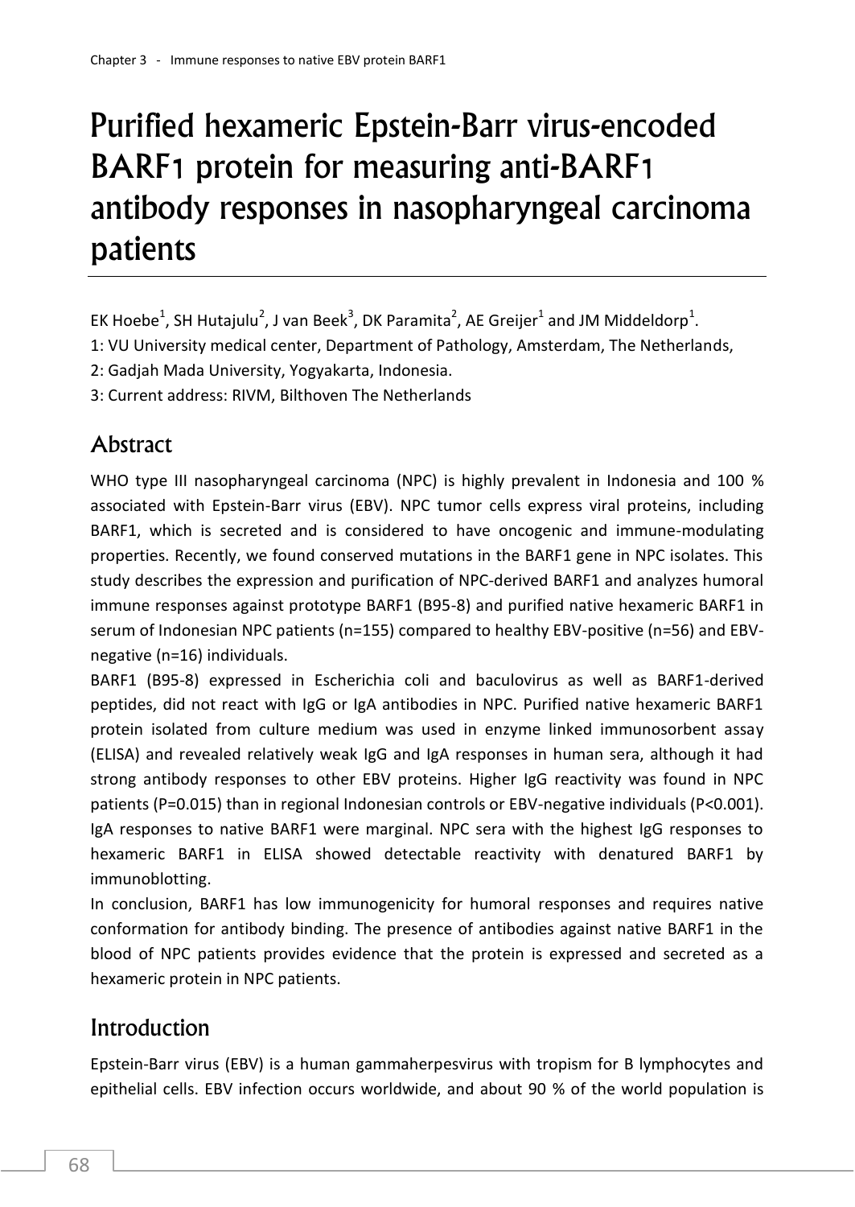# Purified hexameric Epstein-Barr virus-encoded BARF1 protein for measuring anti-BARF1 antibody responses in nasopharyngeal carcinoma patients

EK Hoebe[1], SH Hutajulu[2], J van Beek[3], DK Paramita[2], AE Greijer[1] and JM Middeldorp[1].

1: VU University medical center, Department of Pathology, Amsterdam, The Netherlands,

2: Gadjah Mada University, Yogyakarta, Indonesia.

3: Current address: RIVM, Bilthoven The Netherlands

## Abstract

WHO type III nasopharyngeal carcinoma (NPC) is highly prevalent in Indonesia and 100 % associated with Epstein-Barr virus (EBV). NPC tumor cells express viral proteins, including BARF1, which is secreted and is considered to have oncogenic and immune-modulating properties. Recently, we found conserved mutations in the BARF1 gene in NPC isolates. This study describes the expression and purification of NPC-derived BARF1 and analyzes humoral immune responses against prototype BARF1 (B95-8) and purified native hexameric BARF1 in serum of Indonesian NPC patients (n=155) compared to healthy EBV-positive (n=56) and EBV-negative (n=16) individuals.

BARF1 (B95-8) expressed in Escherichia coli and baculovirus as well as BARF1-derived peptides, did not react with IgG or IgA antibodies in NPC. Purified native hexameric BARF1 protein isolated from culture medium was used in enzyme linked immunosorbent assay (ELISA) and revealed relatively weak IgG and IgA responses in human sera, although it had strong antibody responses to other EBV proteins. Higher IgG reactivity was found in NPC patients (P=0.015) than in regional Indonesian controls or EBV-negative individuals (P<0.001). IgA responses to native BARF1 were marginal. NPC sera with the highest IgG responses to hexameric BARF1 in ELISA showed detectable reactivity with denatured BARF1 by immunoblotting.

In conclusion, BARF1 has low immunogenicity for humoral responses and requires native conformation for antibody binding. The presence of antibodies against native BARF1 in the blood of NPC patients provides evidence that the protein is expressed and secreted as a hexameric protein in NPC patients.

## Introduction

Epstein-Barr virus (EBV) is a human gammaherpesvirus with tropism for B lymphocytes and epithelial cells. EBV infection occurs worldwide, and about 90 % of the world population is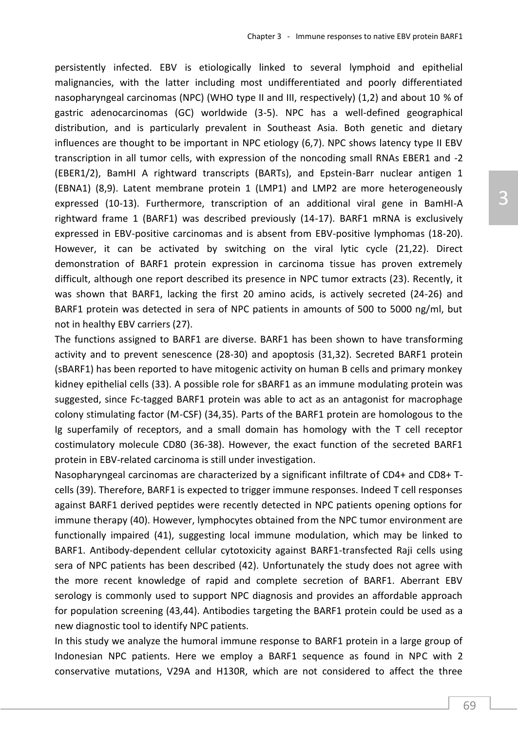persistently infected. EBV is etiologically linked to several lymphoid and epithelial malignancies, with the latter including most undifferentiated and poorly differentiated nasopharyngeal carcinomas (NPC) (WHO type II and III, respectively) (1,2) and about 10 % of gastric adenocarcinomas (GC) worldwide (3-5). NPC has a well-defined geographical distribution, and is particularly prevalent in Southeast Asia. Both genetic and dietary influences are thought to be important in NPC etiology (6,7). NPC shows latency type II EBV transcription in all tumor cells, with expression of the noncoding small RNAs EBER1 and -2 (EBER1/2), BamHI A rightward transcripts (BARTs), and Epstein-Barr nuclear antigen 1 (EBNA1) (8,9). Latent membrane protein 1 (LMP1) and LMP2 are more heterogeneously expressed (10-13). Furthermore, transcription of an additional viral gene in BamHI-A rightward frame 1 (BARF1) was described previously (14-17). BARF1 mRNA is exclusively expressed in EBV-positive carcinomas and is absent from EBV-positive lymphomas (18-20). However, it can be activated by switching on the viral lytic cycle (21,22). Direct demonstration of BARF1 protein expression in carcinoma tissue has proven extremely difficult, although one report described its presence in NPC tumor extracts (23). Recently, it was shown that BARF1, lacking the first 20 amino acids, is actively secreted (24-26) and BARF1 protein was detected in sera of NPC patients in amounts of 500 to 5000 ng/ml, but not in healthy EBV carriers (27).

The functions assigned to BARF1 are diverse. BARF1 has been shown to have transforming activity and to prevent senescence (28-30) and apoptosis (31,32). Secreted BARF1 protein (sBARF1) has been reported to have mitogenic activity on human B cells and primary monkey kidney epithelial cells (33). A possible role for sBARF1 as an immune modulating protein was suggested, since Fc-tagged BARF1 protein was able to act as an antagonist for macrophage colony stimulating factor (M-CSF) (34,35). Parts of the BARF1 protein are homologous to the Ig superfamily of receptors, and a small domain has homology with the T cell receptor costimulatory molecule CD80 (36-38). However, the exact function of the secreted BARF1 protein in EBV-related carcinoma is still under investigation.

Nasopharyngeal carcinomas are characterized by a significant infiltrate of CD4+ and CD8+ T-cells (39). Therefore, BARF1 is expected to trigger immune responses. Indeed T cell responses against BARF1 derived peptides were recently detected in NPC patients opening options for immune therapy (40). However, lymphocytes obtained from the NPC tumor environment are functionally impaired (41), suggesting local immune modulation, which may be linked to BARF1. Antibody-dependent cellular cytotoxicity against BARF1-transfected Raji cells using sera of NPC patients has been described (42). Unfortunately the study does not agree with the more recent knowledge of rapid and complete secretion of BARF1. Aberrant EBV serology is commonly used to support NPC diagnosis and provides an affordable approach for population screening (43,44). Antibodies targeting the BARF1 protein could be used as a new diagnostic tool to identify NPC patients.

In this study we analyze the humoral immune response to BARF1 protein in a large group of Indonesian NPC patients. Here we employ a BARF1 sequence as found in NPC with 2 conservative mutations, V29A and H130R, which are not considered to affect the three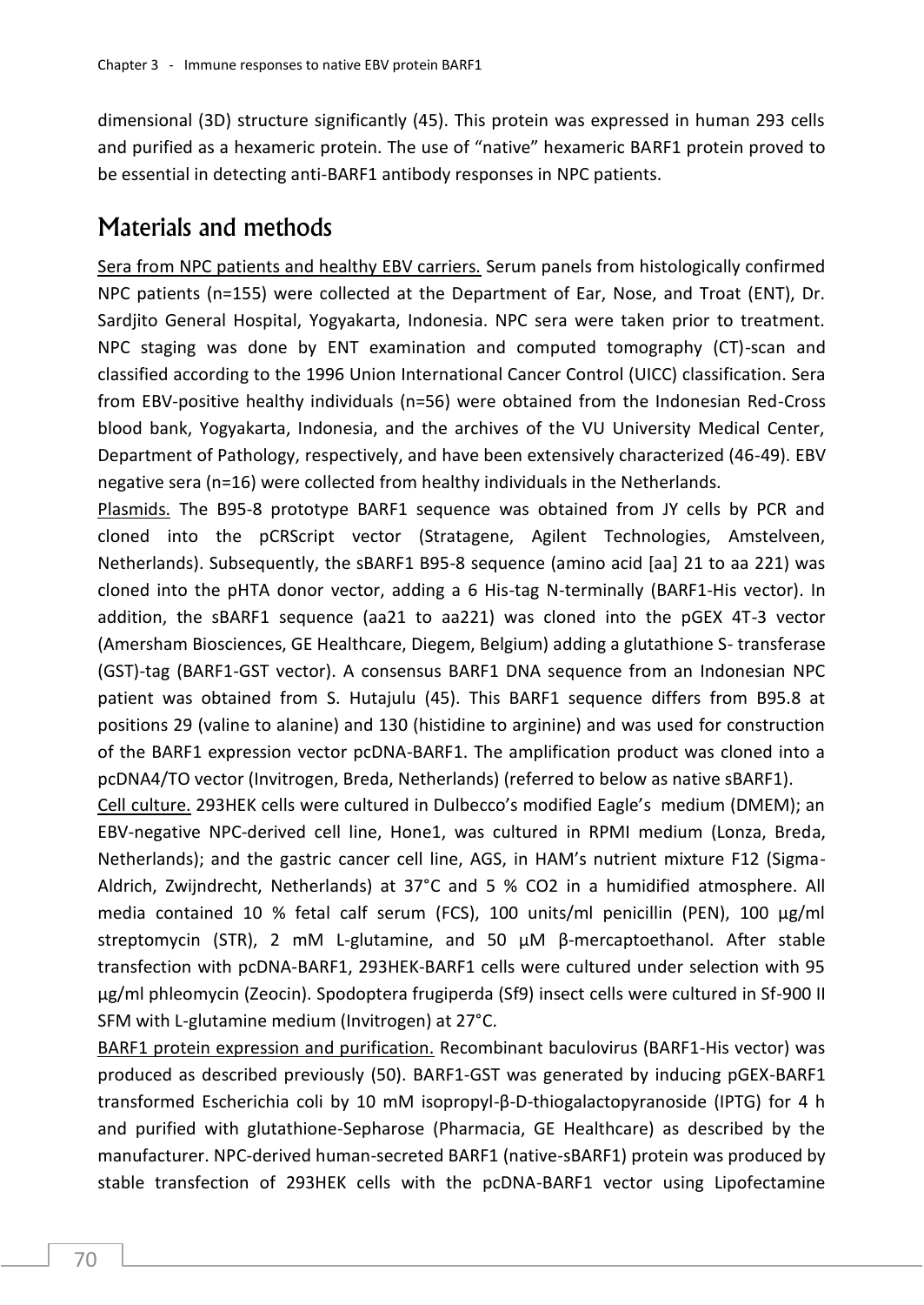dimensional (3D) structure significantly (45). This protein was expressed in human 293 cells and purified as a hexameric protein. The use of "native" hexameric BARF1 protein proved to be essential in detecting anti-BARF1 antibody responses in NPC patients.

## Materials and methods

Sera from NPC patients and healthy EBV carriers. Serum panels from histologically confirmed NPC patients (n=155) were collected at the Department of Ear, Nose, and Troat (ENT), Dr. Sardjito General Hospital, Yogyakarta, Indonesia. NPC sera were taken prior to treatment. NPC staging was done by ENT examination and computed tomography (CT)-scan and classified according to the 1996 Union International Cancer Control (UICC) classification. Sera from EBV-positive healthy individuals (n=56) were obtained from the Indonesian Red-Cross blood bank, Yogyakarta, Indonesia, and the archives of the VU University Medical Center, Department of Pathology, respectively, and have been extensively characterized (46-49). EBV negative sera (n=16) were collected from healthy individuals in the Netherlands.

Plasmids. The B95-8 prototype BARF1 sequence was obtained from JY cells by PCR and cloned into the pCRScript vector (Stratagene, Agilent Technologies, Amstelveen, Netherlands). Subsequently, the sBARF1 B95-8 sequence (amino acid [aa] 21 to aa 221) was cloned into the pHTA donor vector, adding a 6 His-tag N-terminally (BARF1-His vector). In addition, the sBARF1 sequence (aa21 to aa221) was cloned into the pGEX 4T-3 vector (Amersham Biosciences, GE Healthcare, Diegem, Belgium) adding a glutathione S- transferase (GST)-tag (BARF1-GST vector). A consensus BARF1 DNA sequence from an Indonesian NPC patient was obtained from S. Hutajulu (45). This BARF1 sequence differs from B95.8 at positions 29 (valine to alanine) and 130 (histidine to arginine) and was used for construction of the BARF1 expression vector pcDNA-BARF1. The amplification product was cloned into a pcDNA4/TO vector (Invitrogen, Breda, Netherlands) (referred to below as native sBARF1).

Cell culture. 293HEK cells were cultured in Dulbecco's modified Eagle's medium (DMEM); an EBV-negative NPC-derived cell line, Hone1, was cultured in RPMI medium (Lonza, Breda, Netherlands); and the gastric cancer cell line, AGS, in HAM's nutrient mixture F12 (Sigma-Aldrich, Zwijndrecht, Netherlands) at 37°C and 5 % $CO_2$ in a humidified atmosphere. All media contained 10 % fetal calf serum (FCS), 100 units/ml penicillin (PEN), 100 µg/ml streptomycin (STR), 2 mM L-glutamine, and 50 µM β-mercaptoethanol. After stable transfection with pcDNA-BARF1, 293HEK-BARF1 cells were cultured under selection with 95 µg/ml phleomycin (Zeocin). Spodoptera frugiperda (Sf9) insect cells were cultured in Sf-900 II SFM with L-glutamine medium (Invitrogen) at 27°C.

BARF1 protein expression and purification. Recombinant baculovirus (BARF1-His vector) was produced as described previously (50). BARF1-GST was generated by inducing pGEX-BARF1 transformed Escherichia coli by 10 mM isopropyl-β-D-thiogalactopyranoside (IPTG) for 4 h and purified with glutathione-Sepharose (Pharmacia, GE Healthcare) as described by the manufacturer. NPC-derived human-secreted BARF1 (native-sBARF1) protein was produced by stable transfection of 293HEK cells with the pcDNA-BARF1 vector using Lipofectamine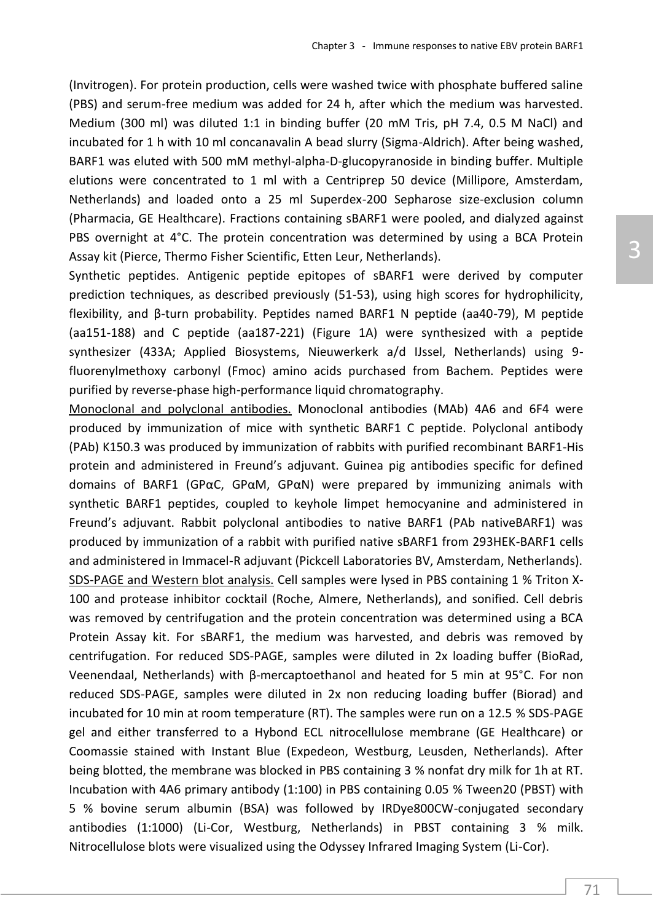(Invitrogen). For protein production, cells were washed twice with phosphate buffered saline (PBS) and serum-free medium was added for 24 h, after which the medium was harvested. Medium (300 ml) was diluted 1:1 in binding buffer (20 mM Tris, pH 7.4, 0.5 M NaCl) and incubated for 1 h with 10 ml concanavalin A bead slurry (Sigma-Aldrich). After being washed, BARF1 was eluted with 500 mM methyl-alpha-D-glucopyranoside in binding buffer. Multiple elutions were concentrated to 1 ml with a Centriprep 50 device (Millipore, Amsterdam, Netherlands) and loaded onto a 25 ml Superdex-200 Sepharose size-exclusion column (Pharmacia, GE Healthcare). Fractions containing sBARF1 were pooled, and dialyzed against PBS overnight at 4°C. The protein concentration was determined by using a BCA Protein Assay kit (Pierce, Thermo Fisher Scientific, Etten Leur, Netherlands).

Synthetic peptides. Antigenic peptide epitopes of sBARF1 were derived by computer prediction techniques, as described previously (51-53), using high scores for hydrophilicity, flexibility, and β-turn probability. Peptides named BARF1 N peptide (aa40-79), M peptide (aa151-188) and C peptide (aa187-221) (Figure 1A) were synthesized with a peptide synthesizer (433A; Applied Biosystems, Nieuwerkerk a/d IJssel, Netherlands) using 9-fluorenylmethoxy carbonyl (Fmoc) amino acids purchased from Bachem. Peptides were purified by reverse-phase high-performance liquid chromatography.

Monoclonal and polyclonal antibodies. Monoclonal antibodies (MAb) 4A6 and 6F4 were produced by immunization of mice with synthetic BARF1 C peptide. Polyclonal antibody (PAb) K150.3 was produced by immunization of rabbits with purified recombinant BARF1-His protein and administered in Freund's adjuvant. Guinea pig antibodies specific for defined domains of BARF1 (GPαC, GPαM, GPαN) were prepared by immunizing animals with synthetic BARF1 peptides, coupled to keyhole limpet hemocyanine and administered in Freund's adjuvant. Rabbit polyclonal antibodies to native BARF1 (PAb nativeBARF1) was produced by immunization of a rabbit with purified native sBARF1 from 293HEK-BARF1 cells and administered in Immacel-R adjuvant (Pickcell Laboratories BV, Amsterdam, Netherlands).

SDS-PAGE and Western blot analysis. Cell samples were lysed in PBS containing 1 % Triton X-100 and protease inhibitor cocktail (Roche, Almere, Netherlands), and sonified. Cell debris was removed by centrifugation and the protein concentration was determined using a BCA Protein Assay kit. For sBARF1, the medium was harvested, and debris was removed by centrifugation. For reduced SDS-PAGE, samples were diluted in 2x loading buffer (BioRad, Veenendaal, Netherlands) with β-mercaptoethanol and heated for 5 min at 95°C. For non reduced SDS-PAGE, samples were diluted in 2x non reducing loading buffer (Biorad) and incubated for 10 min at room temperature (RT). The samples were run on a 12.5 % SDS-PAGE gel and either transferred to a Hybond ECL nitrocellulose membrane (GE Healthcare) or Coomassie stained with Instant Blue (Expedeon, Westburg, Leusden, Netherlands). After being blotted, the membrane was blocked in PBS containing 3 % nonfat dry milk for 1h at RT. Incubation with 4A6 primary antibody (1:100) in PBS containing 0.05 % Tween20 (PBST) with 5 % bovine serum albumin (BSA) was followed by IRDye800CW-conjugated secondary antibodies (1:1000) (Li-Cor, Westburg, Netherlands) in PBST containing 3 % milk. Nitrocellulose blots were visualized using the Odyssey Infrared Imaging System (Li-Cor).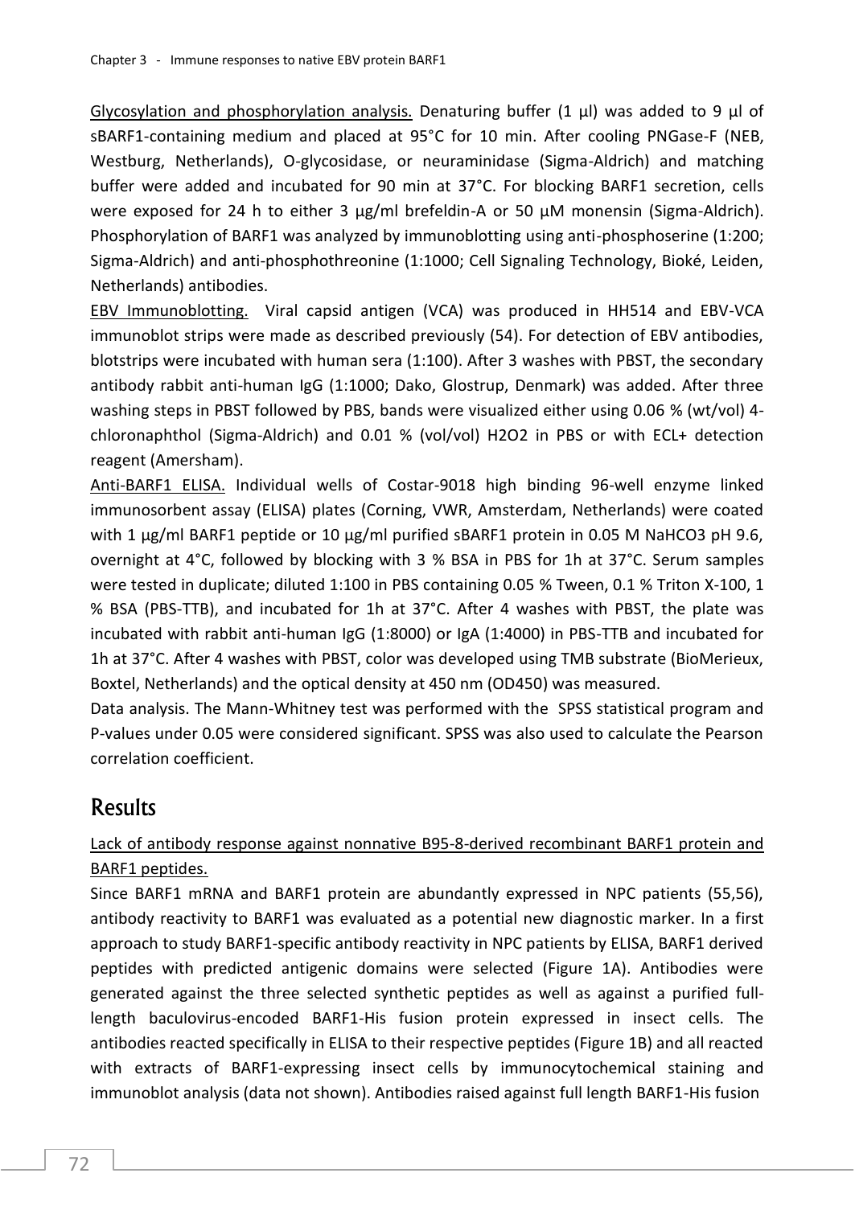<u>Glycosylation and phosphorylation analysis.</u> Denaturing buffer (1 µl) was added to 9 µl of sBARF1-containing medium and placed at 95°C for 10 min. After cooling PNGase-F (NEB, Westburg, Netherlands), O-glycosidase, or neuraminidase (Sigma-Aldrich) and matching buffer were added and incubated for 90 min at 37°C. For blocking BARF1 secretion, cells were exposed for 24 h to either 3 µg/ml brefeldin-A or 50 µM monensin (Sigma-Aldrich). Phosphorylation of BARF1 was analyzed by immunoblotting using anti-phosphoserine (1:200; Sigma-Aldrich) and anti-phosphothreonine (1:1000; Cell Signaling Technology, Bioké, Leiden, Netherlands) antibodies.

<u>EBV Immunoblotting.</u> Viral capsid antigen (VCA) was produced in HH514 and EBV-VCA immunoblot strips were made as described previously (54). For detection of EBV antibodies, blotstrips were incubated with human sera (1:100). After 3 washes with PBST, the secondary antibody rabbit anti-human IgG (1:1000; Dako, Glostrup, Denmark) was added. After three washing steps in PBST followed by PBS, bands were visualized either using 0.06 % (wt/vol) 4-chloronaphthol (Sigma-Aldrich) and 0.01 % (vol/vol) $H_2O_2$ in PBS or with ECL+ detection reagent (Amersham).

<u>Anti-BARF1 ELISA.</u> Individual wells of Costar-9018 high binding 96-well enzyme linked immunosorbent assay (ELISA) plates (Corning, VWR, Amsterdam, Netherlands) were coated with 1 µg/ml BARF1 peptide or 10 µg/ml purified sBARF1 protein in 0.05 M $NaHCO_3$ pH 9.6, overnight at 4°C, followed by blocking with 3 % BSA in PBS for 1h at 37°C. Serum samples were tested in duplicate; diluted 1:100 in PBS containing 0.05 % Tween, 0.1 % Triton X-100, 1 % BSA (PBS-TTB), and incubated for 1h at 37°C. After 4 washes with PBST, the plate was incubated with rabbit anti-human IgG (1:8000) or IgA (1:4000) in PBS-TTB and incubated for 1h at 37°C. After 4 washes with PBST, color was developed using TMB substrate (BioMerieux, Boxtel, Netherlands) and the optical density at 450 nm (OD450) was measured.

Data analysis. The Mann-Whitney test was performed with the SPSS statistical program and P-values under 0.05 were considered significant. SPSS was also used to calculate the Pearson correlation coefficient.

## Results

<u>Lack of antibody response against nonnative B95-8-derived recombinant BARF1 protein and BARF1 peptides.</u>

Since BARF1 mRNA and BARF1 protein are abundantly expressed in NPC patients (55,56), antibody reactivity to BARF1 was evaluated as a potential new diagnostic marker. In a first approach to study BARF1-specific antibody reactivity in NPC patients by ELISA, BARF1 derived peptides with predicted antigenic domains were selected (Figure 1A). Antibodies were generated against the three selected synthetic peptides as well as against a purified full-length baculovirus-encoded BARF1-His fusion protein expressed in insect cells. The antibodies reacted specifically in ELISA to their respective peptides (Figure 1B) and all reacted with extracts of BARF1-expressing insect cells by immunocytochemical staining and immunoblot analysis (data not shown). Antibodies raised against full length BARF1-His fusion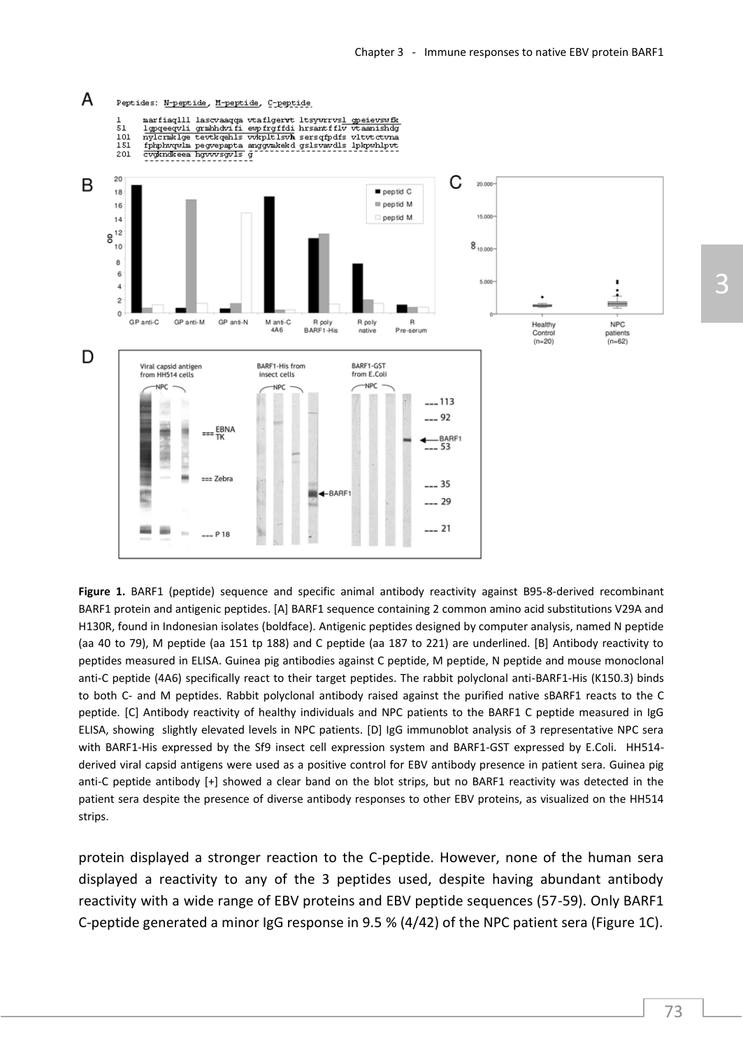**Figure 1.** BARF1 (peptide) sequence and specific animal antibody reactivity against B95-8-derived recombinant BARF1 protein and antigenic peptides. [A] BARF1 sequence containing 2 common amino acid substitutions V29A and H130R, found in Indonesian isolates (boldface). Antigenic peptides designed by computer analysis, named N peptide (aa 40 to 79), M peptide (aa 151 tp 188) and C peptide (aa 187 to 221) are underlined. [B] Antibody reactivity to peptides measured in ELISA. Guinea pig antibodies against C peptide, M peptide, N peptide and mouse monoclonal anti-C peptide (4A6) specifically react to their target peptides. The rabbit polyclonal anti-BARF1-His (K150.3) binds to both C- and M peptides. Rabbit polyclonal antibody raised against the purified native sBARF1 reacts to the C peptide. [C] Antibody reactivity of healthy individuals and NPC patients to the BARF1 C peptide measured in IgG ELISA, showing slightly elevated levels in NPC patients. [D] IgG immunoblot analysis of 3 representative NPC sera with BARF1-His expressed by the Sf9 insect cell expression system and BARF1-GST expressed by E.Coli. HH514-derived viral capsid antigens were used as a positive control for EBV antibody presence in patient sera. Guinea pig anti-C peptide antibody [+] showed a clear band on the blot strips, but no BARF1 reactivity was detected in the patient sera despite the presence of diverse antibody responses to other EBV proteins, as visualized on the HH514 strips.

protein displayed a stronger reaction to the C-peptide. However, none of the human sera displayed a reactivity to any of the 3 peptides used, despite having abundant antibody reactivity with a wide range of EBV proteins and EBV peptide sequences (57-59). Only BARF1 C-peptide generated a minor IgG response in 9.5 % (4/42) of the NPC patient sera (Figure 1C).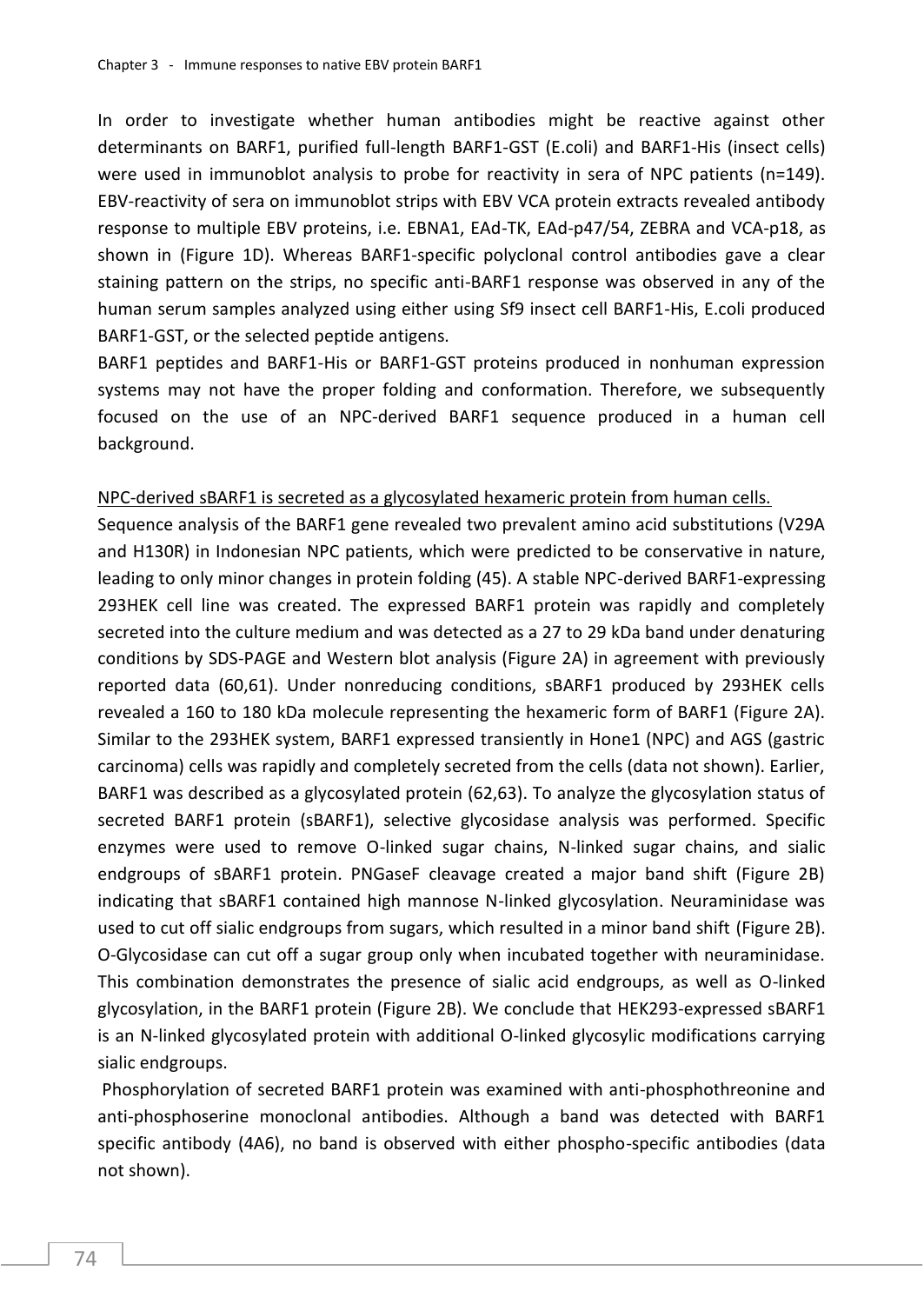In order to investigate whether human antibodies might be reactive against other determinants on BARF1, purified full-length BARF1-GST (E.coli) and BARF1-His (insect cells) were used in immunoblot analysis to probe for reactivity in sera of NPC patients (n=149). EBV-reactivity of sera on immunoblot strips with EBV VCA protein extracts revealed antibody response to multiple EBV proteins, i.e. EBNA1, EAd-TK, EAd-p47/54, ZEBRA and VCA-p18, as shown in (Figure 1D). Whereas BARF1-specific polyclonal control antibodies gave a clear staining pattern on the strips, no specific anti-BARF1 response was observed in any of the human serum samples analyzed using either using Sf9 insect cell BARF1-His, E.coli produced BARF1-GST, or the selected peptide antigens.

BARF1 peptides and BARF1-His or BARF1-GST proteins produced in nonhuman expression systems may not have the proper folding and conformation. Therefore, we subsequently focused on the use of an NPC-derived BARF1 sequence produced in a human cell background.

<u>NPC-derived sBARF1 is secreted as a glycosylated hexameric protein from human cells.</u>

Sequence analysis of the BARF1 gene revealed two prevalent amino acid substitutions (V29A and H130R) in Indonesian NPC patients, which were predicted to be conservative in nature, leading to only minor changes in protein folding (45). A stable NPC-derived BARF1-expressing 293HEK cell line was created. The expressed BARF1 protein was rapidly and completely secreted into the culture medium and was detected as a 27 to 29 kDa band under denaturing conditions by SDS-PAGE and Western blot analysis (Figure 2A) in agreement with previously reported data (60,61). Under nonreducing conditions, sBARF1 produced by 293HEK cells revealed a 160 to 180 kDa molecule representing the hexameric form of BARF1 (Figure 2A). Similar to the 293HEK system, BARF1 expressed transiently in Hone1 (NPC) and AGS (gastric carcinoma) cells was rapidly and completely secreted from the cells (data not shown). Earlier, BARF1 was described as a glycosylated protein (62,63). To analyze the glycosylation status of secreted BARF1 protein (sBARF1), selective glycosidase analysis was performed. Specific enzymes were used to remove O-linked sugar chains, N-linked sugar chains, and sialic endgroups of sBARF1 protein. PNGaseF cleavage created a major band shift (Figure 2B) indicating that sBARF1 contained high mannose N-linked glycosylation. Neuraminidase was used to cut off sialic endgroups from sugars, which resulted in a minor band shift (Figure 2B). O-Glycosidase can cut off a sugar group only when incubated together with neuraminidase. This combination demonstrates the presence of sialic acid endgroups, as well as O-linked glycosylation, in the BARF1 protein (Figure 2B). We conclude that HEK293-expressed sBARF1 is an N-linked glycosylated protein with additional O-linked glycosylic modifications carrying sialic endgroups.

Phosphorylation of secreted BARF1 protein was examined with anti-phosphothreonine and anti-phosphoserine monoclonal antibodies. Although a band was detected with BARF1 specific antibody (4A6), no band is observed with either phospho-specific antibodies (data not shown).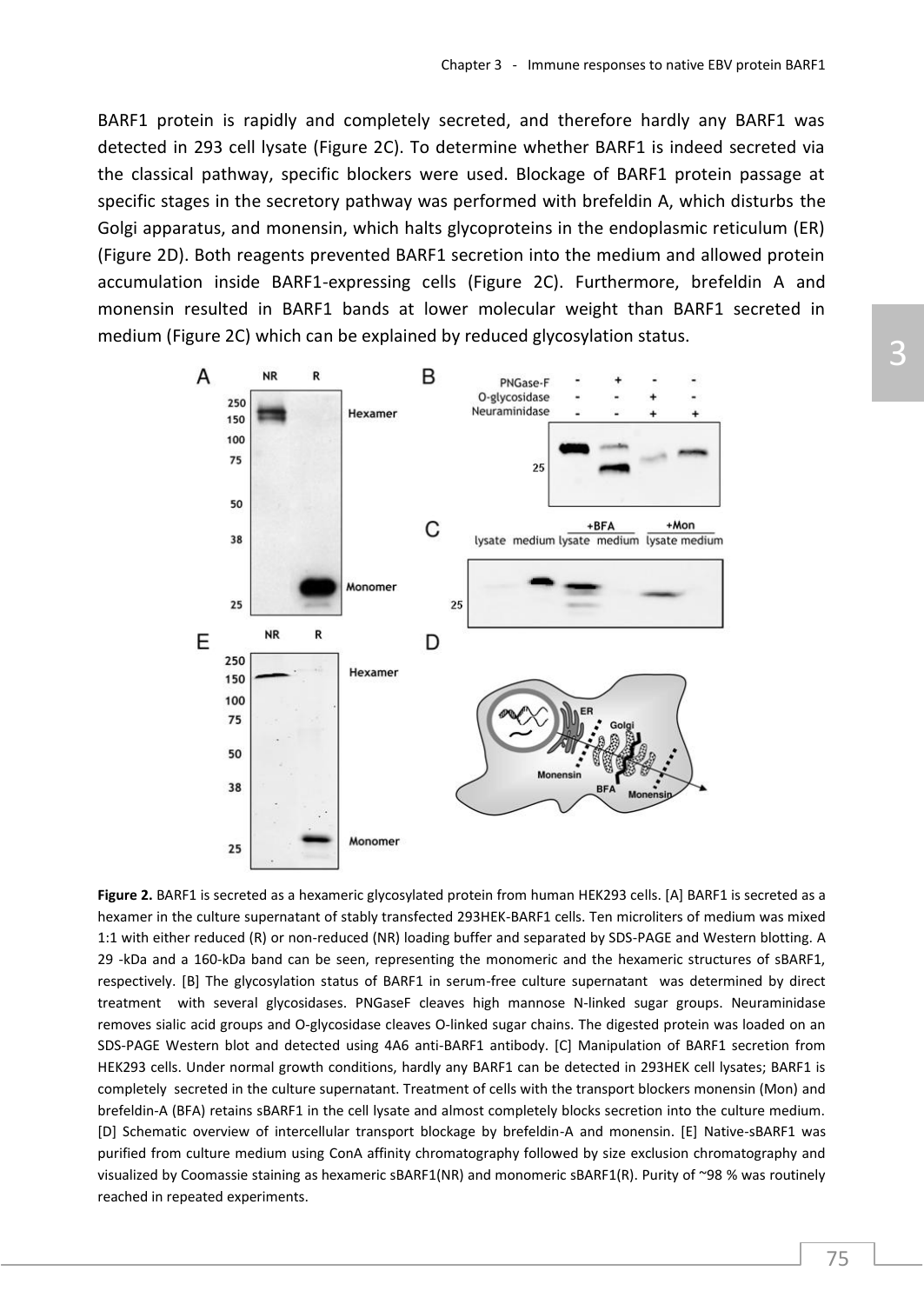BARF1 protein is rapidly and completely secreted, and therefore hardly any BARF1 was detected in 293 cell lysate (Figure 2C). To determine whether BARF1 is indeed secreted via the classical pathway, specific blockers were used. Blockage of BARF1 protein passage at specific stages in the secretory pathway was performed with brefeldin A, which disturbs the Golgi apparatus, and monensin, which halts glycoproteins in the endoplasmic reticulum (ER) (Figure 2D). Both reagents prevented BARF1 secretion into the medium and allowed protein accumulation inside BARF1-expressing cells (Figure 2C). Furthermore, brefeldin A and monensin resulted in BARF1 bands at lower molecular weight than BARF1 secreted in medium (Figure 2C) which can be explained by reduced glycosylation status.

**Figure 2.** BARF1 is secreted as a hexameric glycosylated protein from human HEK293 cells. [A] BARF1 is secreted as a hexamer in the culture supernatant of stably transfected 293HEK-BARF1 cells. Ten microliters of medium was mixed 1:1 with either reduced (R) or non-reduced (NR) loading buffer and separated by SDS-PAGE and Western blotting. A 29 -kDa and a 160-kDa band can be seen, representing the monomeric and the hexameric structures of sBARF1, respectively. [B] The glycosylation status of BARF1 in serum-free culture supernatant was determined by direct treatment with several glycosidases. PNGaseF cleaves high mannose N-linked sugar groups. Neuraminidase removes sialic acid groups and O-glycosidase cleaves O-linked sugar chains. The digested protein was loaded on an SDS-PAGE Western blot and detected using 4A6 anti-BARF1 antibody. [C] Manipulation of BARF1 secretion from HEK293 cells. Under normal growth conditions, hardly any BARF1 can be detected in 293HEK cell lysates; BARF1 is completely secreted in the culture supernatant. Treatment of cells with the transport blockers monensin (Mon) and brefeldin-A (BFA) retains sBARF1 in the cell lysate and almost completely blocks secretion into the culture medium. [D] Schematic overview of intercellular transport blockage by brefeldin-A and monensin. [E] Native-sBARF1 was purified from culture medium using ConA affinity chromatography followed by size exclusion chromatography and visualized by Coomassie staining as hexameric sBARF1(NR) and monomeric sBARF1(R). Purity of ~98 % was routinely reached in repeated experiments.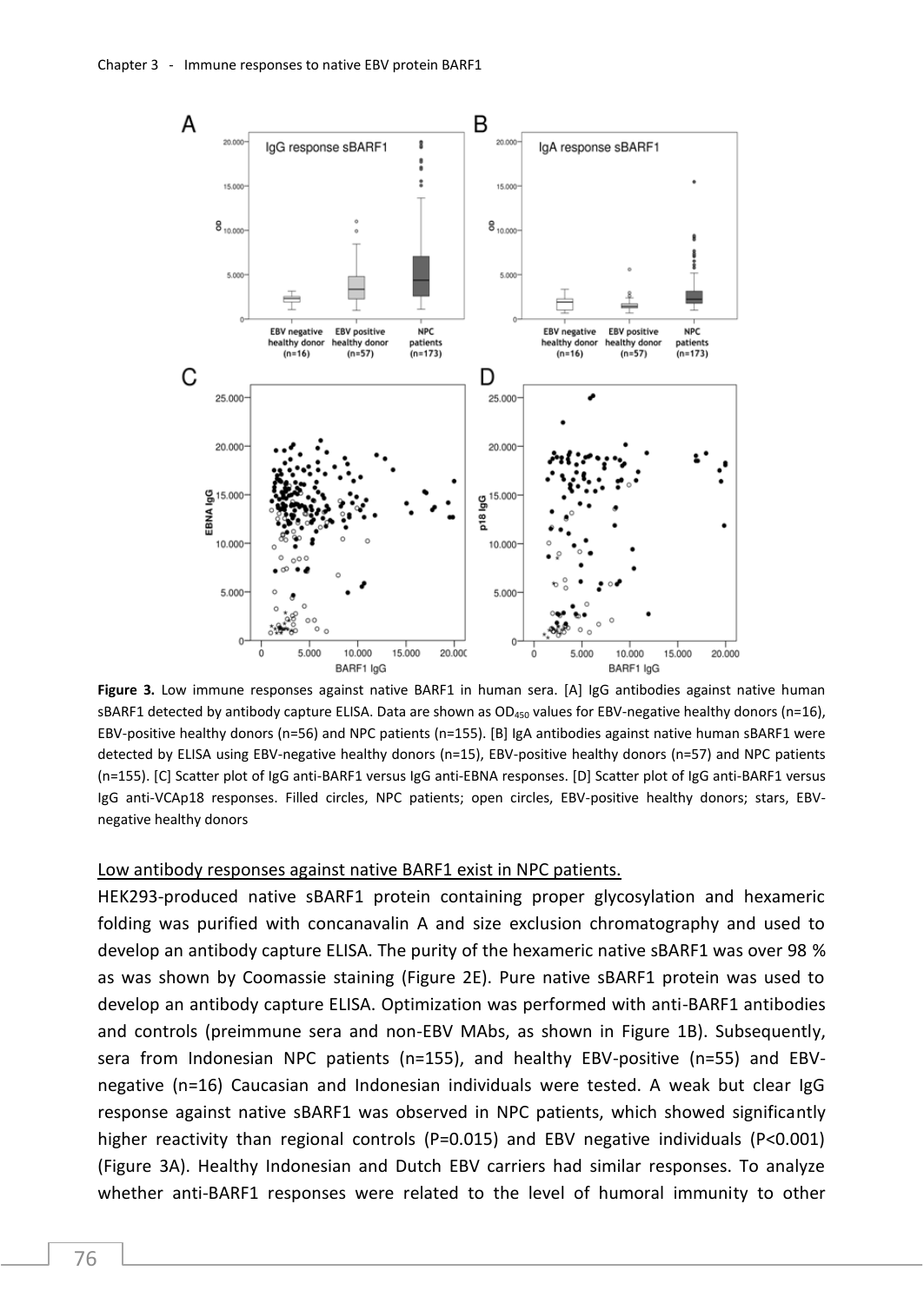**Figure 3.** Low immune responses against native BARF1 in human sera. [A] IgG antibodies against native human sBARF1 detected by antibody capture ELISA. Data are shown as $OD_{450}$ values for EBV-negative healthy donors (n=16), EBV-positive healthy donors (n=56) and NPC patients (n=155). [B] IgA antibodies against native human sBARF1 were detected by ELISA using EBV-negative healthy donors (n=15), EBV-positive healthy donors (n=57) and NPC patients (n=155). [C] Scatter plot of IgG anti-BARF1 versus IgG anti-EBNA responses. [D] Scatter plot of IgG anti-BARF1 versus IgG anti-VCAp18 responses. Filled circles, NPC patients; open circles, EBV-positive healthy donors; stars, EBV-negative healthy donors

Low antibody responses against native BARF1 exist in NPC patients.

HEK293-produced native sBARF1 protein containing proper glycosylation and hexameric folding was purified with concanavalin A and size exclusion chromatography and used to develop an antibody capture ELISA. The purity of the hexameric native sBARF1 was over 98 % as was shown by Coomassie staining (Figure 2E). Pure native sBARF1 protein was used to develop an antibody capture ELISA. Optimization was performed with anti-BARF1 antibodies and controls (preimmune sera and non-EBV MAbs, as shown in Figure 1B). Subsequently, sera from Indonesian NPC patients (n=155), and healthy EBV-positive (n=55) and EBV-negative (n=16) Caucasian and Indonesian individuals were tested. A weak but clear IgG response against native sBARF1 was observed in NPC patients, which showed significantly higher reactivity than regional controls ($P=0.015$) and EBV negative individuals ($P<0.001$) (Figure 3A). Healthy Indonesian and Dutch EBV carriers had similar responses. To analyze whether anti-BARF1 responses were related to the level of humoral immunity to other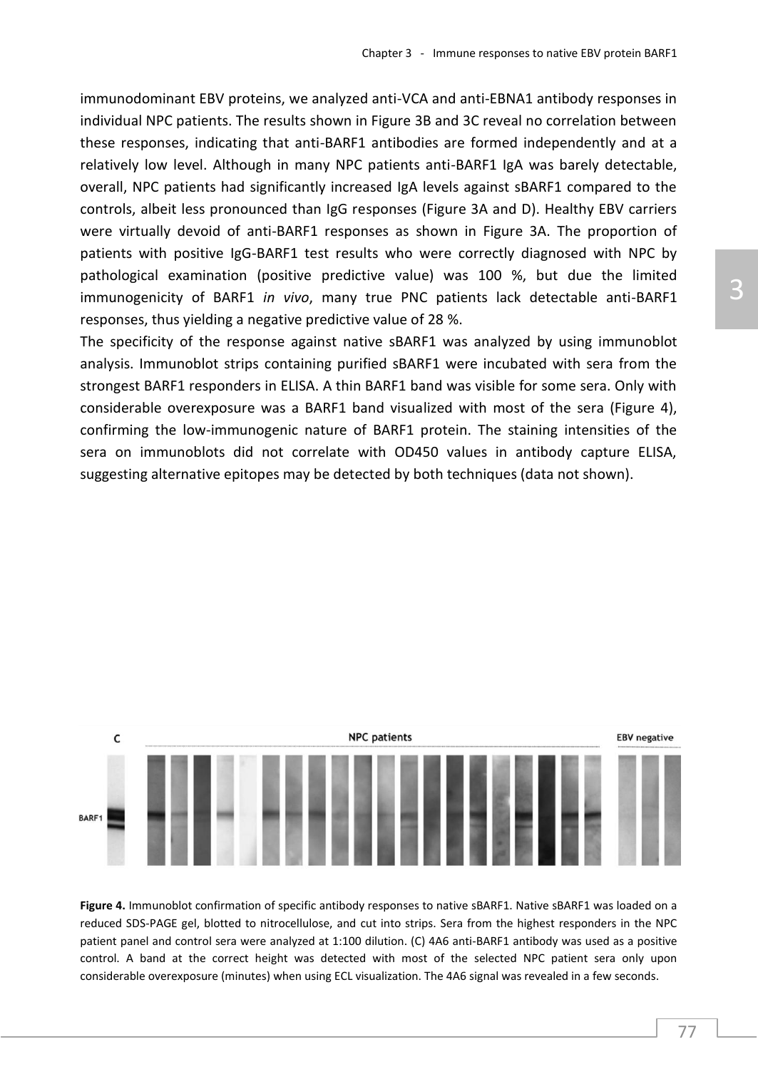immunodominant EBV proteins, we analyzed anti-VCA and anti-EBNA1 antibody responses in individual NPC patients. The results shown in Figure 3B and 3C reveal no correlation between these responses, indicating that anti-BARF1 antibodies are formed independently and at a relatively low level. Although in many NPC patients anti-BARF1 IgA was barely detectable, overall, NPC patients had significantly increased IgA levels against sBARF1 compared to the controls, albeit less pronounced than IgG responses (Figure 3A and D). Healthy EBV carriers were virtually devoid of anti-BARF1 responses as shown in Figure 3A. The proportion of patients with positive IgG-BARF1 test results who were correctly diagnosed with NPC by pathological examination (positive predictive value) was 100 %, but due the limited immunogenicity of BARF1 *in vivo*, many true PNC patients lack detectable anti-BARF1 responses, thus yielding a negative predictive value of 28 %.

The specificity of the response against native sBARF1 was analyzed by using immunoblot analysis. Immunoblot strips containing purified sBARF1 were incubated with sera from the strongest BARF1 responders in ELISA. A thin BARF1 band was visible for some sera. Only with considerable overexposure was a BARF1 band visualized with most of the sera (Figure 4), confirming the low-immunogenic nature of BARF1 protein. The staining intensities of the sera on immunoblots did not correlate with OD450 values in antibody capture ELISA, suggesting alternative epitopes may be detected by both techniques (data not shown).

**Figure 4.** Immunoblot confirmation of specific antibody responses to native sBARF1. Native sBARF1 was loaded on a reduced SDS-PAGE gel, blotted to nitrocellulose, and cut into strips. Sera from the highest responders in the NPC patient panel and control sera were analyzed at 1:100 dilution. (C) 4A6 anti-BARF1 antibody was used as a positive control. A band at the correct height was detected with most of the selected NPC patient sera only upon considerable overexposure (minutes) when using ECL visualization. The 4A6 signal was revealed in a few seconds.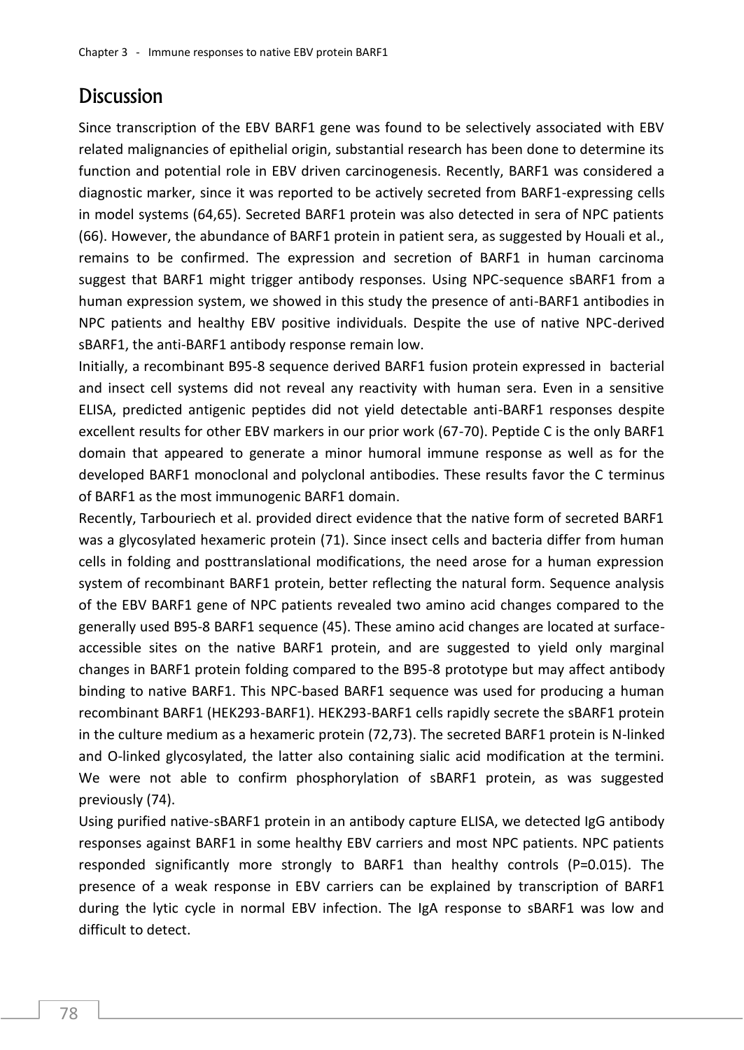## Discussion

Since transcription of the EBV BARF1 gene was found to be selectively associated with EBV related malignancies of epithelial origin, substantial research has been done to determine its function and potential role in EBV driven carcinogenesis. Recently, BARF1 was considered a diagnostic marker, since it was reported to be actively secreted from BARF1-expressing cells in model systems (64,65). Secreted BARF1 protein was also detected in sera of NPC patients (66). However, the abundance of BARF1 protein in patient sera, as suggested by Houali et al., remains to be confirmed. The expression and secretion of BARF1 in human carcinoma suggest that BARF1 might trigger antibody responses. Using NPC-sequence sBARF1 from a human expression system, we showed in this study the presence of anti-BARF1 antibodies in NPC patients and healthy EBV positive individuals. Despite the use of native NPC-derived sBARF1, the anti-BARF1 antibody response remain low.

Initially, a recombinant B95-8 sequence derived BARF1 fusion protein expressed in bacterial and insect cell systems did not reveal any reactivity with human sera. Even in a sensitive ELISA, predicted antigenic peptides did not yield detectable anti-BARF1 responses despite excellent results for other EBV markers in our prior work (67-70). Peptide C is the only BARF1 domain that appeared to generate a minor humoral immune response as well as for the developed BARF1 monoclonal and polyclonal antibodies. These results favor the C terminus of BARF1 as the most immunogenic BARF1 domain.

Recently, Tarbouriech et al. provided direct evidence that the native form of secreted BARF1 was a glycosylated hexameric protein (71). Since insect cells and bacteria differ from human cells in folding and posttranslational modifications, the need arose for a human expression system of recombinant BARF1 protein, better reflecting the natural form. Sequence analysis of the EBV BARF1 gene of NPC patients revealed two amino acid changes compared to the generally used B95-8 BARF1 sequence (45). These amino acid changes are located at surface-accessible sites on the native BARF1 protein, and are suggested to yield only marginal changes in BARF1 protein folding compared to the B95-8 prototype but may affect antibody binding to native BARF1. This NPC-based BARF1 sequence was used for producing a human recombinant BARF1 (HEK293-BARF1). HEK293-BARF1 cells rapidly secrete the sBARF1 protein in the culture medium as a hexameric protein (72,73). The secreted BARF1 protein is N-linked and O-linked glycosylated, the latter also containing sialic acid modification at the termini. We were not able to confirm phosphorylation of sBARF1 protein, as was suggested previously (74).

Using purified native-sBARF1 protein in an antibody capture ELISA, we detected IgG antibody responses against BARF1 in some healthy EBV carriers and most NPC patients. NPC patients responded significantly more strongly to BARF1 than healthy controls ($P=0.015$). The presence of a weak response in EBV carriers can be explained by transcription of BARF1 during the lytic cycle in normal EBV infection. The IgA response to sBARF1 was low and difficult to detect.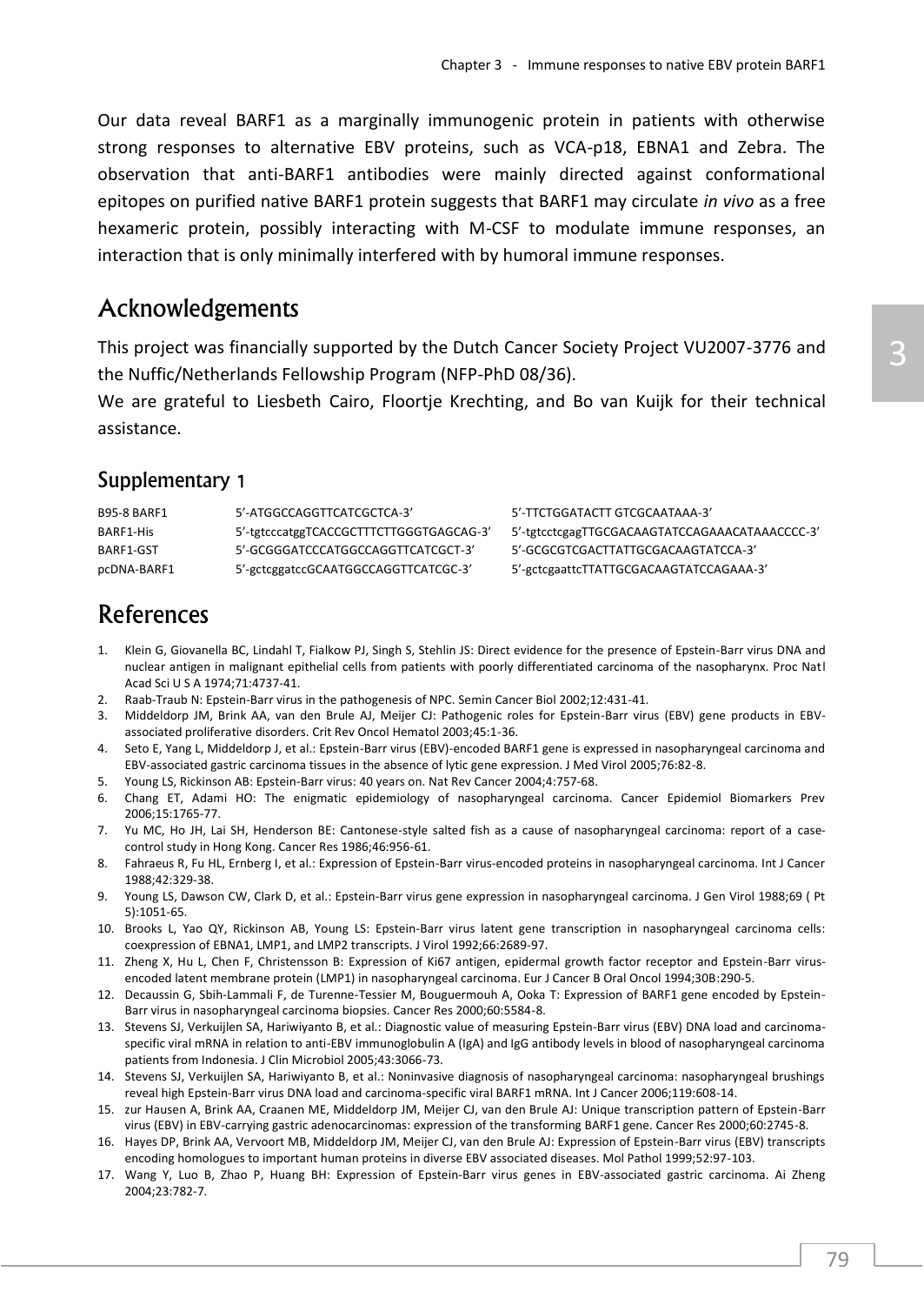Our data reveal BARF1 as a marginally immunogenic protein in patients with otherwise strong responses to alternative EBV proteins, such as VCA-p18, EBNA1 and Zebra. The observation that anti-BARF1 antibodies were mainly directed against conformational epitopes on purified native BARF1 protein suggests that BARF1 may circulate *in vivo* as a free hexameric protein, possibly interacting with M-CSF to modulate immune responses, an interaction that is only minimally interfered with by humoral immune responses.

## Acknowledgements

This project was financially supported by the Dutch Cancer Society Project VU2007-3776 and the Nuffic/Netherlands Fellowship Program (NFP-PhD 08/36).

We are grateful to Liesbeth Cairo, Floortje Krechting, and Bo van Kuijk for their technical assistance.

### Supplementary 1

| | | |
|---|---|---|
| B95-8 BARF1 | 5'-ATGGCCAGGTTCATCGCTCA-3' | 5'-TTCTGGATACTT GTCGCAATAAA-3' |
| BARF1-His | 5'-tgtcccatggTCACCGCTTTCTTGGGTGAGCAG-3' | 5'-tgtcctcgagTTGCGACAAGTATCCAGAAACATAAACCCC-3' |
| BARF1-GST | 5'-GCGGGATCCCATGGCCAGGTTCATCGCT-3' | 5'-GCGCGTCGACTTATTGCGACAAGTATCCA-3' |
| pcDNA-BARF1 | 5'-gctcggatccGCAATGGCCAGGTTCATCGC-3' | 5'-gctcgaattcTTATTGCGACAAGTATCCAGAAA-3' |

## References

1. Klein G, Giovanella BC, Lindahl T, Fialkow PJ, Singh S, Stehlin JS: Direct evidence for the presence of Epstein-Barr virus DNA and nuclear antigen in malignant epithelial cells from patients with poorly differentiated carcinoma of the nasopharynx. Proc Natl Acad Sci U S A 1974;71:4737-41.
2. Raab-Traub N: Epstein-Barr virus in the pathogenesis of NPC. Semin Cancer Biol 2002;12:431-41.
3. Middeldorp JM, Brink AA, van den Brule AJ, Meijer CJ: Pathogenic roles for Epstein-Barr virus (EBV) gene products in EBV-associated proliferative disorders. Crit Rev Oncol Hematol 2003;45:1-36.
4. Seto E, Yang L, Middeldorp J, et al.: Epstein-Barr virus (EBV)-encoded BARF1 gene is expressed in nasopharyngeal carcinoma and EBV-associated gastric carcinoma tissues in the absence of lytic gene expression. J Med Virol 2005;76:82-8.
5. Young LS, Rickinson AB: Epstein-Barr virus: 40 years on. Nat Rev Cancer 2004;4:757-68.
6. Chang ET, Adami HO: The enigmatic epidemiology of nasopharyngeal carcinoma. Cancer Epidemiol Biomarkers Prev 2006;15:1765-77.
7. Yu MC, Ho JH, Lai SH, Henderson BE: Cantonese-style salted fish as a cause of nasopharyngeal carcinoma: report of a case-control study in Hong Kong. Cancer Res 1986;46:956-61.
8. Fahraeus R, Fu HL, Ernberg I, et al.: Expression of Epstein-Barr virus-encoded proteins in nasopharyngeal carcinoma. Int J Cancer 1988;42:329-38.
9. Young LS, Dawson CW, Clark D, et al.: Epstein-Barr virus gene expression in nasopharyngeal carcinoma. J Gen Virol 1988;69 ( Pt 5):1051-65.
10. Brooks L, Yao QY, Rickinson AB, Young LS: Epstein-Barr virus latent gene transcription in nasopharyngeal carcinoma cells: coexpression of EBNA1, LMP1, and LMP2 transcripts. J Virol 1992;66:2689-97.
11. Zheng X, Hu L, Chen F, Christensson B: Expression of Ki67 antigen, epidermal growth factor receptor and Epstein-Barr virus-encoded latent membrane protein (LMP1) in nasopharyngeal carcinoma. Eur J Cancer B Oral Oncol 1994;30B:290-5.
12. Decaussin G, Sbih-Lammali F, de Turenne-Tessier M, Bouguermouh A, Ooka T: Expression of BARF1 gene encoded by Epstein-Barr virus in nasopharyngeal carcinoma biopsies. Cancer Res 2000;60:5584-8.
13. Stevens SJ, Verkuijlen SA, Hariwiyanto B, et al.: Diagnostic value of measuring Epstein-Barr virus (EBV) DNA load and carcinoma-specific viral mRNA in relation to anti-EBV immunoglobulin A (IgA) and IgG antibody levels in blood of nasopharyngeal carcinoma patients from Indonesia. J Clin Microbiol 2005;43:3066-73.
14. Stevens SJ, Verkuijlen SA, Hariwiyanto B, et al.: Noninvasive diagnosis of nasopharyngeal carcinoma: nasopharyngeal brushings reveal high Epstein-Barr virus DNA load and carcinoma-specific viral BARF1 mRNA. Int J Cancer 2006;119:608-14.
15. zur Hausen A, Brink AA, Craanen ME, Middeldorp JM, Meijer CJ, van den Brule AJ: Unique transcription pattern of Epstein-Barr virus (EBV) in EBV-carrying gastric adenocarcinomas: expression of the transforming BARF1 gene. Cancer Res 2000;60:2745-8.
16. Hayes DP, Brink AA, Vervoort MB, Middeldorp JM, Meijer CJ, van den Brule AJ: Expression of Epstein-Barr virus (EBV) transcripts encoding homologues to important human proteins in diverse EBV associated diseases. Mol Pathol 1999;52:97-103.
17. Wang Y, Luo B, Zhao P, Huang BH: Expression of Epstein-Barr virus genes in EBV-associated gastric carcinoma. Ai Zheng 2004;23:782-7.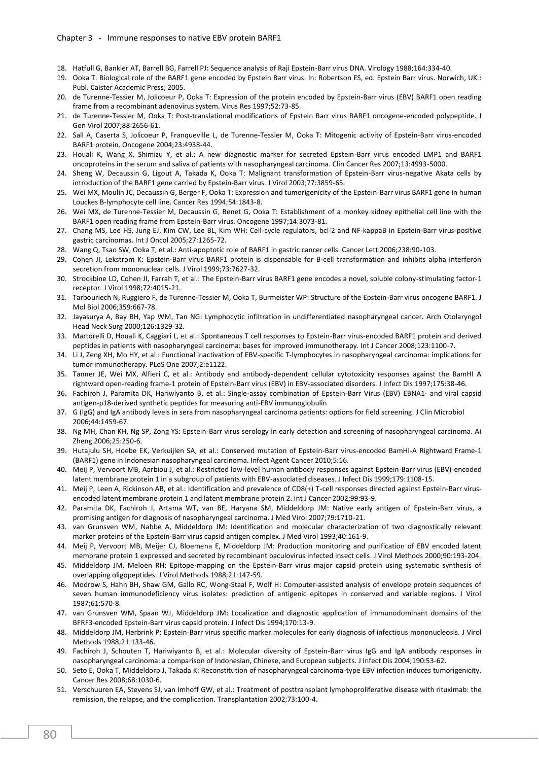18. Hatfull G, Bankier AT, Barrell BG, Farrell PJ: Sequence analysis of Raji Epstein-Barr virus DNA. Virology 1988;164:334-40.
19. Ooka T. Biological role of the BARF1 gene encoded by Epstein Barr virus. In: Robertson ES, ed. Epstein Barr virus. Norwich, UK.: Publ. Caister Academic Press, 2005.
20. de Turenne-Tessier M, Jolicoeur P, Ooka T: Expression of the protein encoded by Epstein-Barr virus (EBV) BARF1 open reading frame from a recombinant adenovirus system. Virus Res 1997;52:73-85.
21. de Turenne-Tessier M, Ooka T: Post-translational modifications of Epstein Barr virus BARF1 oncogene-encoded polypeptide. J Gen Virol 2007;88:2656-61.
22. Sall A, Caserta S, Jolicoeur P, Franqueville L, de Turenne-Tessier M, Ooka T: Mitogenic activity of Epstein-Barr virus-encoded BARF1 protein. Oncogene 2004;23:4938-44.
23. Houali K, Wang X, Shimizu Y, et al.: A new diagnostic marker for secreted Epstein-Barr virus encoded LMP1 and BARF1 oncoproteins in the serum and saliva of patients with nasopharyngeal carcinoma. Clin Cancer Res 2007;13:4993-5000.
24. Sheng W, Decaussin G, Ligout A, Takada K, Ooka T: Malignant transformation of Epstein-Barr virus-negative Akata cells by introduction of the BARF1 gene carried by Epstein-Barr virus. J Virol 2003;77:3859-65.
25. Wei MX, Moulin JC, Decaussin G, Berger F, Ooka T: Expression and tumorigenicity of the Epstein-Barr virus BARF1 gene in human Louckes B-lymphocyte cell line. Cancer Res 1994;54:1843-8.
26. Wei MX, de Turenne-Tessier M, Decaussin G, Benet G, Ooka T: Establishment of a monkey kidney epithelial cell line with the BARF1 open reading frame from Epstein-Barr virus. Oncogene 1997;14:3073-81.
27. Chang MS, Lee HS, Jung EJ, Kim CW, Lee BL, Kim WH: Cell-cycle regulators, bcl-2 and NF-kappaB in Epstein-Barr virus-positive gastric carcinomas. Int J Oncol 2005;27:1265-72.
28. Wang Q, Tsao SW, Ooka T, et al.: Anti-apoptotic role of BARF1 in gastric cancer cells. Cancer Lett 2006;238:90-103.
29. Cohen JI, Lekstrom K: Epstein-Barr virus BARF1 protein is dispensable for B-cell transformation and inhibits alpha interferon secretion from mononuclear cells. J Virol 1999;73:7627-32.
30. Strockbine LD, Cohen JI, Farrah T, et al.: The Epstein-Barr virus BARF1 gene encodes a novel, soluble colony-stimulating factor-1 receptor. J Virol 1998;72:4015-21.
31. Tarbouriech N, Ruggiero F, de Turenne-Tessier M, Ooka T, Burmeister WP: Structure of the Epstein-Barr virus oncogene BARF1. J Mol Biol 2006;359:667-78.
32. Jayasurya A, Bay BH, Yap WM, Tan NG: Lymphocytic infiltration in undifferentiated nasopharyngeal cancer. Arch Otolaryngol Head Neck Surg 2000;126:1329-32.
33. Martorelli D, Houali K, Caggiari L, et al.: Spontaneous T cell responses to Epstein-Barr virus-encoded BARF1 protein and derived peptides in patients with nasopharyngeal carcinoma: bases for improved immunotherapy. Int J Cancer 2008;123:1100-7.
34. Li J, Zeng XH, Mo HY, et al.: Functional inactivation of EBV-specific T-lymphocytes in nasopharyngeal carcinoma: implications for tumor immunotherapy. PLoS One 2007;2:e1122.
35. Tanner JE, Wei MX, Alfieri C, et al.: Antibody and antibody-dependent cellular cytotoxicity responses against the BamHI A rightward open-reading frame-1 protein of Epstein-Barr virus (EBV) in EBV-associated disorders. J Infect Dis 1997;175:38-46.
36. Fachiroh J, Paramita DK, Hariwiyanto B, et al.: Single-assay combination of Epstein-Barr Virus (EBV) EBNA1- and viral capsid antigen-p18-derived synthetic peptides for measuring anti-EBV immunoglobulin
37. G (IgG) and IgA antibody levels in sera from nasopharyngeal carcinoma patients: options for field screening. J Clin Microbiol 2006;44:1459-67.
38. Ng MH, Chan KH, Ng SP, Zong YS: Epstein-Barr virus serology in early detection and screening of nasopharyngeal carcinoma. Ai Zheng 2006;25:250-6.
39. Hutajulu SH, Hoebe EK, Verkuijlen SA, et al.: Conserved mutation of Epstein-Barr virus-encoded BamHI-A Rightward Frame-1 (BARF1) gene in Indonesian nasopharyngeal carcinoma. Infect Agent Cancer 2010;5:16.
40. Meij P, Vervoort MB, Aarbiou J, et al.: Restricted low-level human antibody responses against Epstein-Barr virus (EBV)-encoded latent membrane protein 1 in a subgroup of patients with EBV-associated diseases. J Infect Dis 1999;179:1108-15.
41. Meij P, Leen A, Rickinson AB, et al.: Identification and prevalence of CD8(+) T-cell responses directed against Epstein-Barr virus-encoded latent membrane protein 1 and latent membrane protein 2. Int J Cancer 2002;99:93-9.
42. Paramita DK, Fachiroh J, Artama WT, van BE, Haryana SM, Middeldorp JM: Native early antigen of Epstein-Barr virus, a promising antigen for diagnosis of nasopharyngeal carcinoma. J Med Virol 2007;79:1710-21.
43. van Grunsven WM, Nabbe A, Middeldorp JM: Identification and molecular characterization of two diagnostically relevant marker proteins of the Epstein-Barr virus capsid antigen complex. J Med Virol 1993;40:161-9.
44. Meij P, Vervoort MB, Meijer CJ, Bloemena E, Middeldorp JM: Production monitoring and purification of EBV encoded latent membrane protein 1 expressed and secreted by recombinant baculovirus infected insect cells. J Virol Methods 2000;90:193-204.
45. Middeldorp JM, Meloen RH: Epitope-mapping on the Epstein-Barr virus major capsid protein using systematic synthesis of overlapping oligopeptides. J Virol Methods 1988;21:147-59.
46. Modrow S, Hahn BH, Shaw GM, Gallo RC, Wong-Staal F, Wolf H: Computer-assisted analysis of envelope protein sequences of seven human immunodeficiency virus isolates: prediction of antigenic epitopes in conserved and variable regions. J Virol 1987;61:570-8.
47. van Grunsven WM, Spaan WJ, Middeldorp JM: Localization and diagnostic application of immunodominant domains of the BFRF3-encoded Epstein-Barr virus capsid protein. J Infect Dis 1994;170:13-9.
48. Middeldorp JM, Herbrink P: Epstein-Barr virus specific marker molecules for early diagnosis of infectious mononucleosis. J Virol Methods 1988;21:133-46.
49. Fachiroh J, Schouten T, Hariwiyanto B, et al.: Molecular diversity of Epstein-Barr virus IgG and IgA antibody responses in nasopharyngeal carcinoma: a comparison of Indonesian, Chinese, and European subjects. J Infect Dis 2004;190:53-62.
50. Seto E, Ooka T, Middeldorp J, Takada K: Reconstitution of nasopharyngeal carcinoma-type EBV infection induces tumorigenicity. Cancer Res 2008;68:1030-6.
51. Verschuuren EA, Stevens SJ, van Imhoff GW, et al.: Treatment of posttransplant lymphoproliferative disease with rituximab: the remission, the relapse, and the complication. Transplantation 2002;73:100-4.